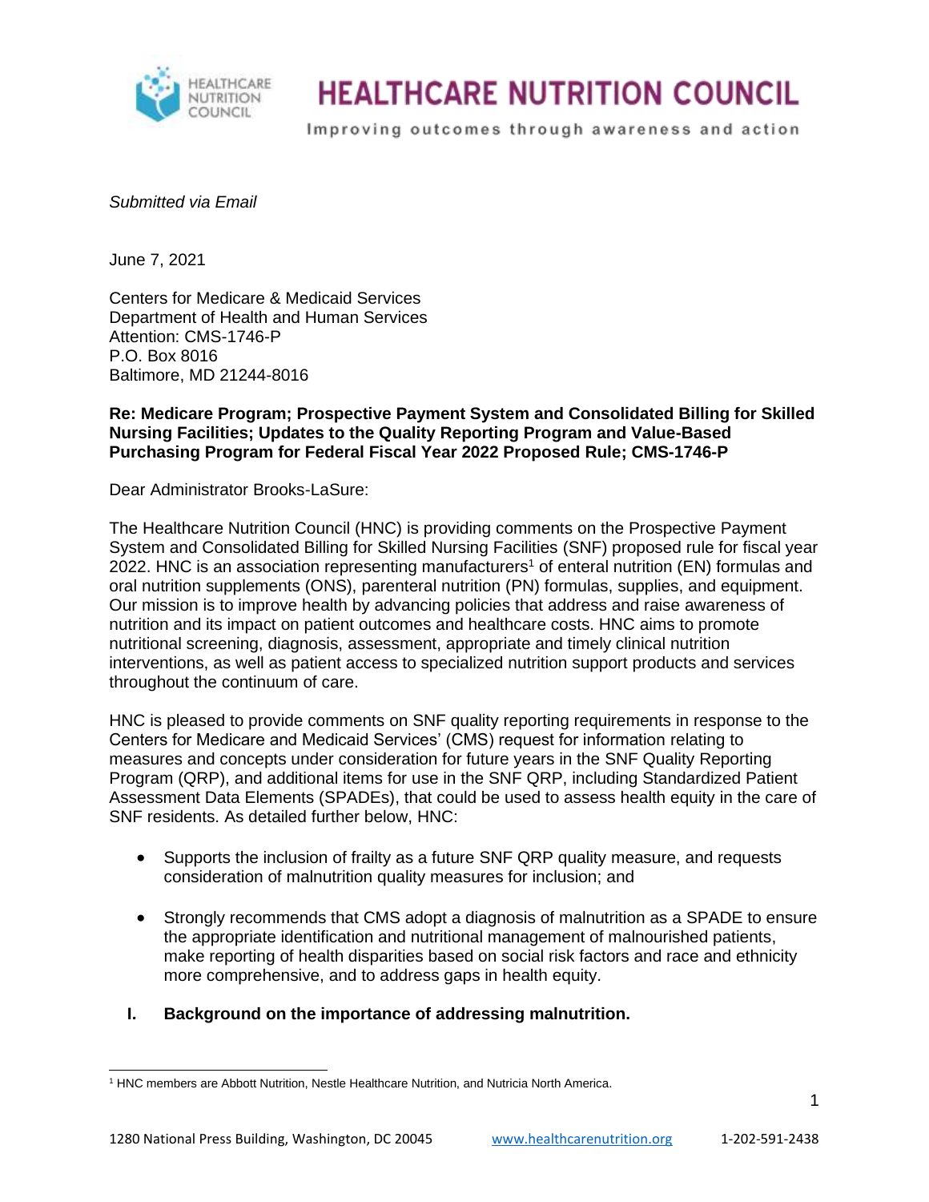# HEALTHCARE NUTRITION COUNCIL

Improving outcomes through awareness and action

*Submitted via Email*

June 7, 2021

Centers for Medicare & Medicaid Services
Department of Health and Human Services
Attention: CMS-1746-P
P.O. Box 8016
Baltimore, MD 21244-8016

**Re: Medicare Program; Prospective Payment System and Consolidated Billing for Skilled Nursing Facilities; Updates to the Quality Reporting Program and Value-Based Purchasing Program for Federal Fiscal Year 2022 Proposed Rule; CMS-1746-P**

Dear Administrator Brooks-LaSure:

The Healthcare Nutrition Council (HNC) is providing comments on the Prospective Payment System and Consolidated Billing for Skilled Nursing Facilities (SNF) proposed rule for fiscal year 2022. HNC is an association representing manufacturers[1] of enteral nutrition (EN) formulas and oral nutrition supplements (ONS), parenteral nutrition (PN) formulas, supplies, and equipment. Our mission is to improve health by advancing policies that address and raise awareness of nutrition and its impact on patient outcomes and healthcare costs. HNC aims to promote nutritional screening, diagnosis, assessment, appropriate and timely clinical nutrition interventions, as well as patient access to specialized nutrition support products and services throughout the continuum of care.

HNC is pleased to provide comments on SNF quality reporting requirements in response to the Centers for Medicare and Medicaid Services' (CMS) request for information relating to measures and concepts under consideration for future years in the SNF Quality Reporting Program (QRP), and additional items for use in the SNF QRP, including Standardized Patient Assessment Data Elements (SPADEs), that could be used to assess health equity in the care of SNF residents. As detailed further below, HNC:

- Supports the inclusion of frailty as a future SNF QRP quality measure, and requests consideration of malnutrition quality measures for inclusion; and
- Strongly recommends that CMS adopt a diagnosis of malnutrition as a SPADE to ensure the appropriate identification and nutritional management of malnourished patients, make reporting of health disparities based on social risk factors and race and ethnicity more comprehensive, and to address gaps in health equity.

## I. Background on the importance of addressing malnutrition.

[1] HNC members are Abbott Nutrition, Nestle Healthcare Nutrition, and Nutricia North America.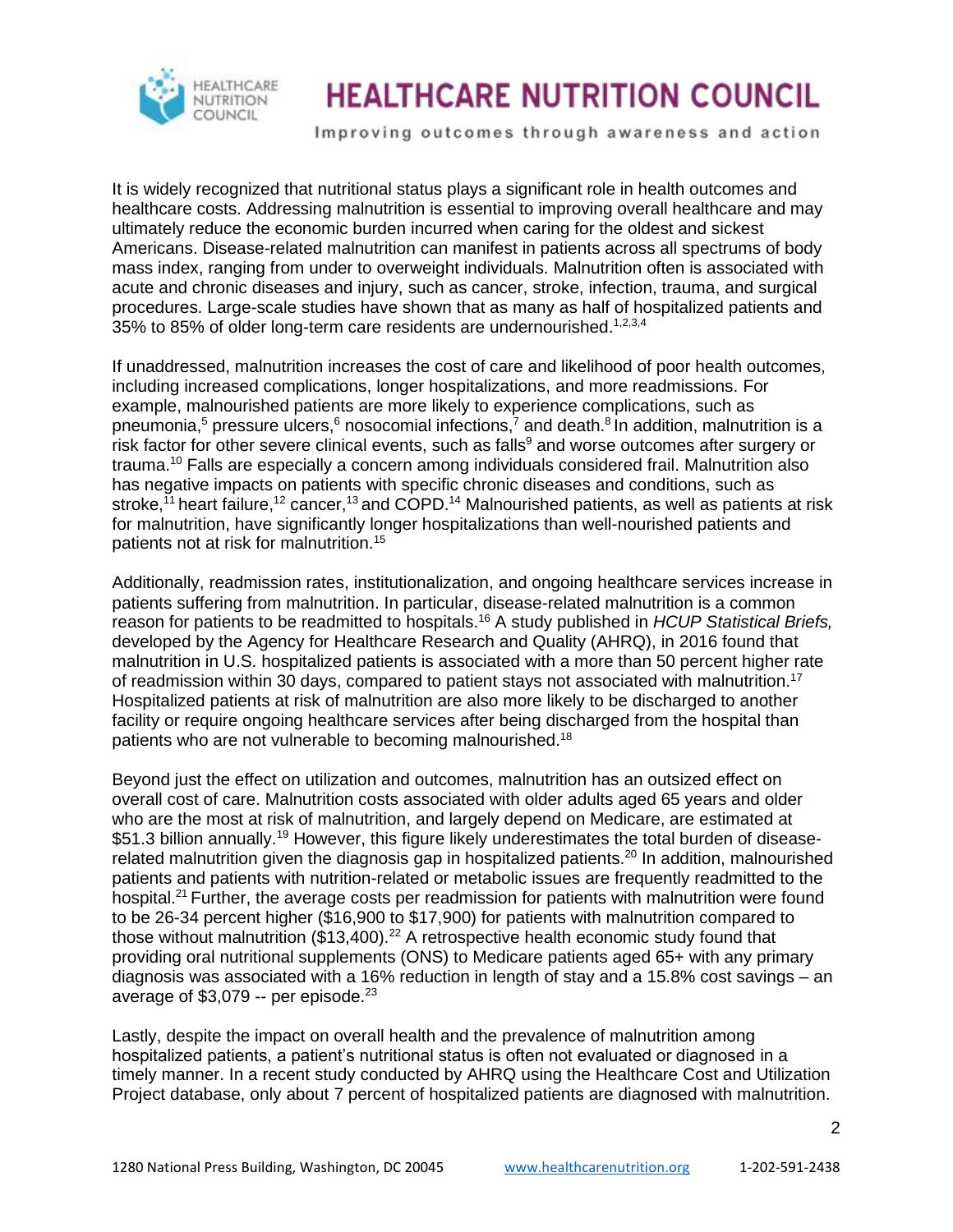It is widely recognized that nutritional status plays a significant role in health outcomes and healthcare costs. Addressing malnutrition is essential to improving overall healthcare and may ultimately reduce the economic burden incurred when caring for the oldest and sickest Americans. Disease-related malnutrition can manifest in patients across all spectrums of body mass index, ranging from under to overweight individuals. Malnutrition often is associated with acute and chronic diseases and injury, such as cancer, stroke, infection, trauma, and surgical procedures. Large-scale studies have shown that as many as half of hospitalized patients and 35% to 85% of older long-term care residents are undernourished.[1,2,3,4]

If unaddressed, malnutrition increases the cost of care and likelihood of poor health outcomes, including increased complications, longer hospitalizations, and more readmissions. For example, malnourished patients are more likely to experience complications, such as pneumonia,[5] pressure ulcers,[6] nosocomial infections,[7] and death.[8] In addition, malnutrition is a risk factor for other severe clinical events, such as falls[9] and worse outcomes after surgery or trauma.[10] Falls are especially a concern among individuals considered frail. Malnutrition also has negative impacts on patients with specific chronic diseases and conditions, such as stroke,[11] heart failure,[12] cancer,[13] and COPD.[14] Malnourished patients, as well as patients at risk for malnutrition, have significantly longer hospitalizations than well-nourished patients and patients not at risk for malnutrition.[15]

Additionally, readmission rates, institutionalization, and ongoing healthcare services increase in patients suffering from malnutrition. In particular, disease-related malnutrition is a common reason for patients to be readmitted to hospitals.[16] A study published in *HCUP Statistical Briefs,* developed by the Agency for Healthcare Research and Quality (AHRQ), in 2016 found that malnutrition in U.S. hospitalized patients is associated with a more than 50 percent higher rate of readmission within 30 days, compared to patient stays not associated with malnutrition.[17] Hospitalized patients at risk of malnutrition are also more likely to be discharged to another facility or require ongoing healthcare services after being discharged from the hospital than patients who are not vulnerable to becoming malnourished.[18]

Beyond just the effect on utilization and outcomes, malnutrition has an outsized effect on overall cost of care. Malnutrition costs associated with older adults aged 65 years and older who are the most at risk of malnutrition, and largely depend on Medicare, are estimated at $51.3 billion annually.[19] However, this figure likely underestimates the total burden of disease-related malnutrition given the diagnosis gap in hospitalized patients.[20] In addition, malnourished patients and patients with nutrition-related or metabolic issues are frequently readmitted to the hospital.[21] Further, the average costs per readmission for patients with malnutrition were found to be 26-34 percent higher ($16,900 to $17,900) for patients with malnutrition compared to those without malnutrition ($13,400).[22] A retrospective health economic study found that providing oral nutritional supplements (ONS) to Medicare patients aged 65+ with any primary diagnosis was associated with a 16% reduction in length of stay and a 15.8% cost savings – an average of $3,079 -- per episode.[23]

Lastly, despite the impact on overall health and the prevalence of malnutrition among hospitalized patients, a patient's nutritional status is often not evaluated or diagnosed in a timely manner. In a recent study conducted by AHRQ using the Healthcare Cost and Utilization Project database, only about 7 percent of hospitalized patients are diagnosed with malnutrition.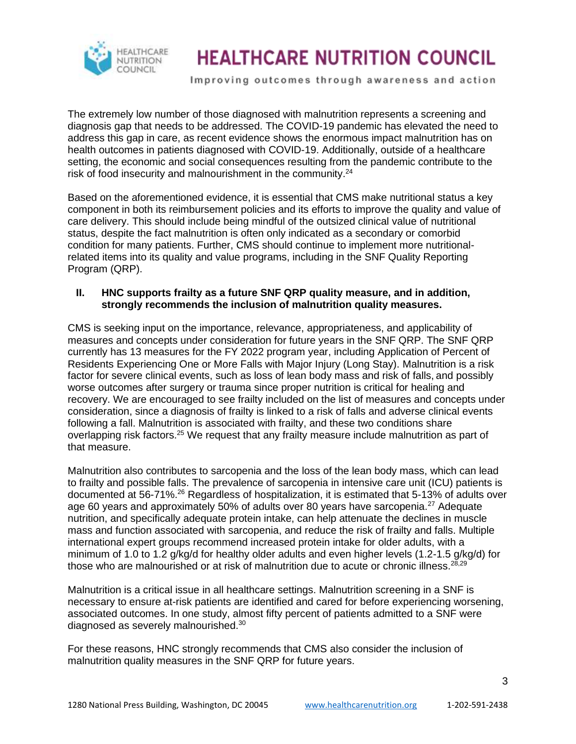The extremely low number of those diagnosed with malnutrition represents a screening and diagnosis gap that needs to be addressed. The COVID-19 pandemic has elevated the need to address this gap in care, as recent evidence shows the enormous impact malnutrition has on health outcomes in patients diagnosed with COVID-19. Additionally, outside of a healthcare setting, the economic and social consequences resulting from the pandemic contribute to the risk of food insecurity and malnourishment in the community.[24]

Based on the aforementioned evidence, it is essential that CMS make nutritional status a key component in both its reimbursement policies and its efforts to improve the quality and value of care delivery. This should include being mindful of the outsized clinical value of nutritional status, despite the fact malnutrition is often only indicated as a secondary or comorbid condition for many patients. Further, CMS should continue to implement more nutritional-related items into its quality and value programs, including in the SNF Quality Reporting Program (QRP).

## II. HNC supports frailty as a future SNF QRP quality measure, and in addition, strongly recommends the inclusion of malnutrition quality measures.

CMS is seeking input on the importance, relevance, appropriateness, and applicability of measures and concepts under consideration for future years in the SNF QRP. The SNF QRP currently has 13 measures for the FY 2022 program year, including Application of Percent of Residents Experiencing One or More Falls with Major Injury (Long Stay). Malnutrition is a risk factor for severe clinical events, such as loss of lean body mass and risk of falls, and possibly worse outcomes after surgery or trauma since proper nutrition is critical for healing and recovery. We are encouraged to see frailty included on the list of measures and concepts under consideration, since a diagnosis of frailty is linked to a risk of falls and adverse clinical events following a fall. Malnutrition is associated with frailty, and these two conditions share overlapping risk factors.[25] We request that any frailty measure include malnutrition as part of that measure.

Malnutrition also contributes to sarcopenia and the loss of the lean body mass, which can lead to frailty and possible falls. The prevalence of sarcopenia in intensive care unit (ICU) patients is documented at 56-71%.[26] Regardless of hospitalization, it is estimated that 5-13% of adults over age 60 years and approximately 50% of adults over 80 years have sarcopenia.[27] Adequate nutrition, and specifically adequate protein intake, can help attenuate the declines in muscle mass and function associated with sarcopenia, and reduce the risk of frailty and falls. Multiple international expert groups recommend increased protein intake for older adults, with a minimum of 1.0 to 1.2 g/kg/d for healthy older adults and even higher levels (1.2-1.5 g/kg/d) for those who are malnourished or at risk of malnutrition due to acute or chronic illness.[28,29]

Malnutrition is a critical issue in all healthcare settings. Malnutrition screening in a SNF is necessary to ensure at-risk patients are identified and cared for before experiencing worsening, associated outcomes. In one study, almost fifty percent of patients admitted to a SNF were diagnosed as severely malnourished.[30]

For these reasons, HNC strongly recommends that CMS also consider the inclusion of malnutrition quality measures in the SNF QRP for future years.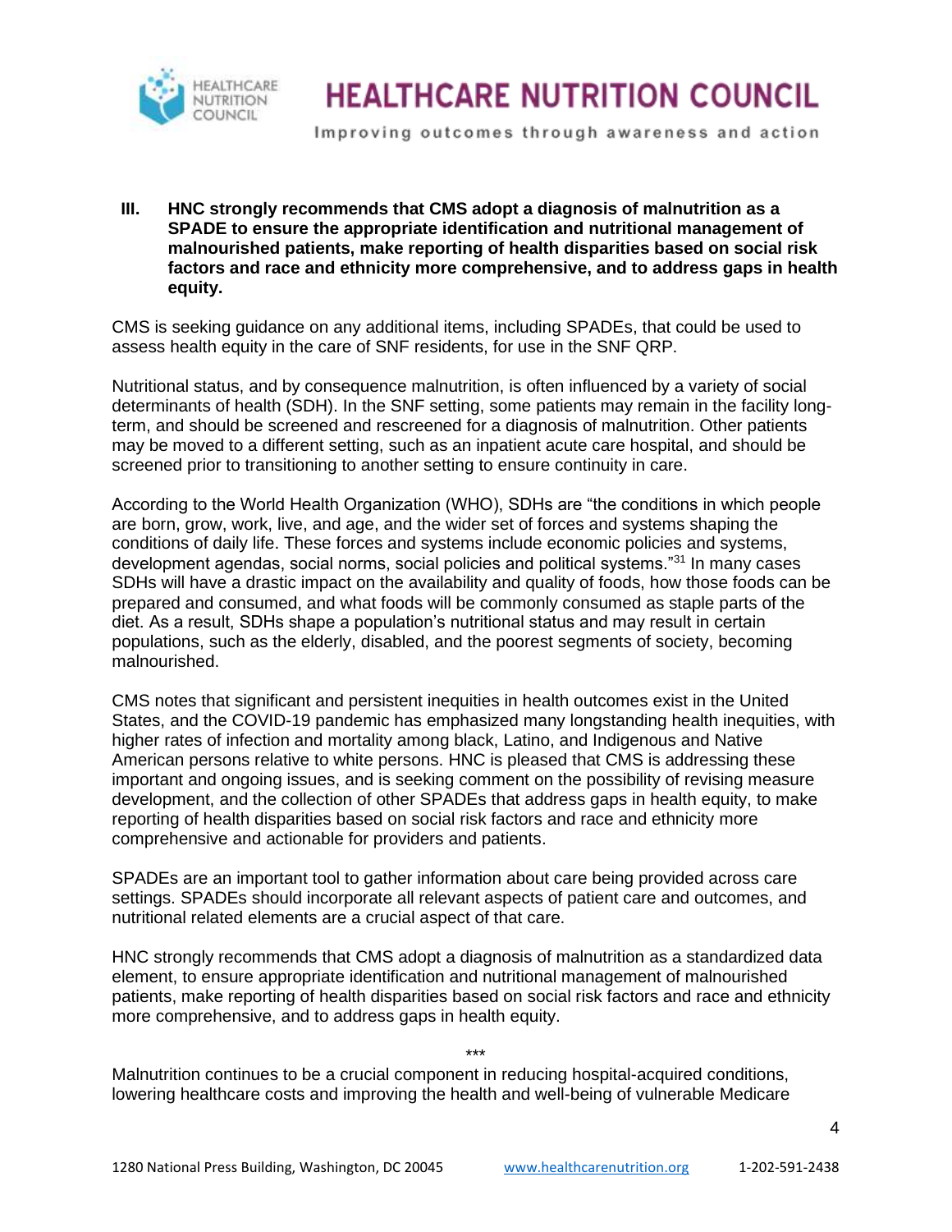**III. HNC strongly recommends that CMS adopt a diagnosis of malnutrition as a SPADE to ensure the appropriate identification and nutritional management of malnourished patients, make reporting of health disparities based on social risk factors and race and ethnicity more comprehensive, and to address gaps in health equity.**

CMS is seeking guidance on any additional items, including SPADEs, that could be used to assess health equity in the care of SNF residents, for use in the SNF QRP.

Nutritional status, and by consequence malnutrition, is often influenced by a variety of social determinants of health (SDH). In the SNF setting, some patients may remain in the facility long-term, and should be screened and rescreened for a diagnosis of malnutrition. Other patients may be moved to a different setting, such as an inpatient acute care hospital, and should be screened prior to transitioning to another setting to ensure continuity in care.

According to the World Health Organization (WHO), SDHs are "the conditions in which people are born, grow, work, live, and age, and the wider set of forces and systems shaping the conditions of daily life. These forces and systems include economic policies and systems, development agendas, social norms, social policies and political systems."[31] In many cases SDHs will have a drastic impact on the availability and quality of foods, how those foods can be prepared and consumed, and what foods will be commonly consumed as staple parts of the diet. As a result, SDHs shape a population's nutritional status and may result in certain populations, such as the elderly, disabled, and the poorest segments of society, becoming malnourished.

CMS notes that significant and persistent inequities in health outcomes exist in the United States, and the COVID-19 pandemic has emphasized many longstanding health inequities, with higher rates of infection and mortality among black, Latino, and Indigenous and Native American persons relative to white persons. HNC is pleased that CMS is addressing these important and ongoing issues, and is seeking comment on the possibility of revising measure development, and the collection of other SPADEs that address gaps in health equity, to make reporting of health disparities based on social risk factors and race and ethnicity more comprehensive and actionable for providers and patients.

SPADEs are an important tool to gather information about care being provided across care settings. SPADEs should incorporate all relevant aspects of patient care and outcomes, and nutritional related elements are a crucial aspect of that care.

HNC strongly recommends that CMS adopt a diagnosis of malnutrition as a standardized data element, to ensure appropriate identification and nutritional management of malnourished patients, make reporting of health disparities based on social risk factors and race and ethnicity more comprehensive, and to address gaps in health equity.

***

Malnutrition continues to be a crucial component in reducing hospital-acquired conditions, lowering healthcare costs and improving the health and well-being of vulnerable Medicare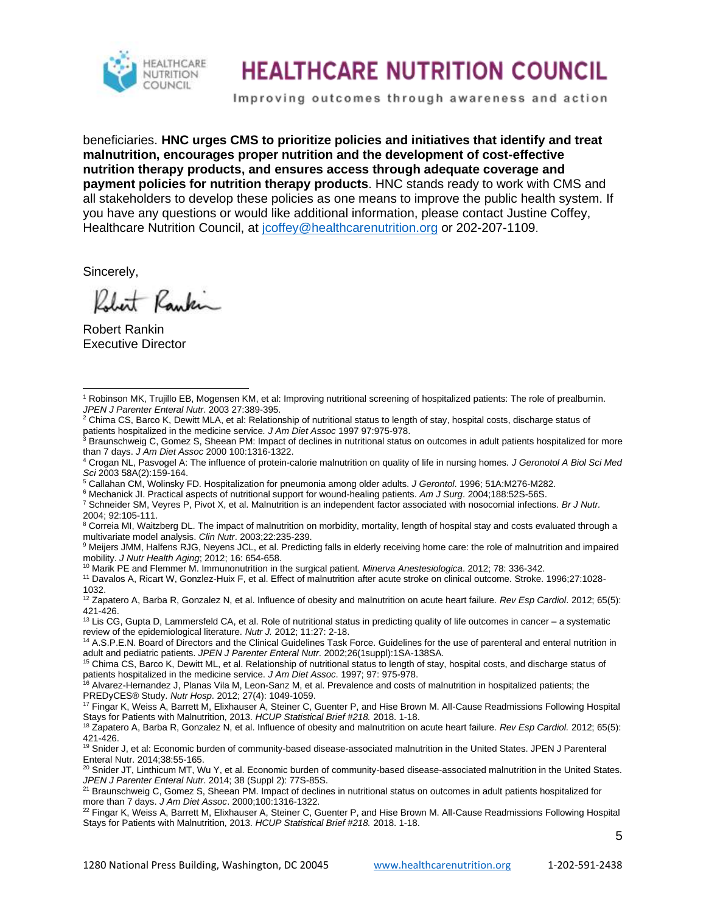beneficiaries. **HNC urges CMS to prioritize policies and initiatives that identify and treat malnutrition, encourages proper nutrition and the development of cost-effective nutrition therapy products, and ensures access through adequate coverage and payment policies for nutrition therapy products**. HNC stands ready to work with CMS and all stakeholders to develop these policies as one means to improve the public health system. If you have any questions or would like additional information, please contact Justine Coffey, Healthcare Nutrition Council, at jcoffey@healthcarenutrition.org or 202-207-1109.

Sincerely,

Robert Rankin
Executive Director

---

[1] Robinson MK, Trujillo EB, Mogensen KM, et al: Improving nutritional screening of hospitalized patients: The role of prealbumin. *JPEN J Parenter Enteral Nutr*. 2003 27:389-395.

[2] Chima CS, Barco K, Dewitt MLA, et al: Relationship of nutritional status to length of stay, hospital costs, discharge status of patients hospitalized in the medicine service. *J Am Diet Assoc* 1997 97:975-978.

[3] Braunschweig C, Gomez S, Sheean PM: Impact of declines in nutritional status on outcomes in adult patients hospitalized for more than 7 days. *J Am Diet Assoc* 2000 100:1316-1322.

[4] Crogan NL, Pasvogel A: The influence of protein-calorie malnutrition on quality of life in nursing homes. *J Geronotol A Biol Sci Med Sci* 2003 58A(2):159-164.

[5] Callahan CM, Wolinsky FD. Hospitalization for pneumonia among older adults. *J Gerontol*. 1996; 51A:M276-M282.

[6] Mechanick JI. Practical aspects of nutritional support for wound-healing patients. *Am J Surg*. 2004;188:52S-56S.

[7] Schneider SM, Veyres P, Pivot X, et al. Malnutrition is an independent factor associated with nosocomial infections. *Br J Nutr.* 2004; 92:105-111.

[8] Correia MI, Waitzberg DL. The impact of malnutrition on morbidity, mortality, length of hospital stay and costs evaluated through a multivariate model analysis. *Clin Nutr*. 2003;22:235-239.

[9] Meijers JMM, Halfens RJG, Neyens JCL, et al. Predicting falls in elderly receiving home care: the role of malnutrition and impaired mobility. *J Nutr Health Aging*; 2012; 16: 654-658.

[10] Marik PE and Flemmer M. Immunonutrition in the surgical patient. *Minerva Anestesiologica*. 2012; 78: 336-342.

[11] Davalos A, Ricart W, Gonzlez-Huix F, et al. Effect of malnutrition after acute stroke on clinical outcome. Stroke. 1996;27:1028-1032.

[12] Zapatero A, Barba R, Gonzalez N, et al. Influence of obesity and malnutrition on acute heart failure. *Rev Esp Cardiol*. 2012; 65(5): 421-426.

[13] Lis CG, Gupta D, Lammersfeld CA, et al. Role of nutritional status in predicting quality of life outcomes in cancer – a systematic review of the epidemiological literature. *Nutr J.* 2012; 11:27: 2-18.

[14] A.S.P.E.N. Board of Directors and the Clinical Guidelines Task Force. Guidelines for the use of parenteral and enteral nutrition in adult and pediatric patients. *JPEN J Parenter Enteral Nutr*. 2002;26(1suppl):1SA-138SA.

[15] Chima CS, Barco K, Dewitt ML, et al. Relationship of nutritional status to length of stay, hospital costs, and discharge status of patients hospitalized in the medicine service. *J Am Diet Assoc*. 1997; 97: 975-978.

[16] Alvarez-Hernandez J, Planas Vila M, Leon-Sanz M, et al. Prevalence and costs of malnutrition in hospitalized patients; the PREDyCES® Study. *Nutr Hosp*. 2012; 27(4): 1049-1059.

[17] Fingar K, Weiss A, Barrett M, Elixhauser A, Steiner C, Guenter P, and Hise Brown M. All-Cause Readmissions Following Hospital Stays for Patients with Malnutrition, 2013. *HCUP Statistical Brief #218.* 2018. 1-18.

[18] Zapatero A, Barba R, Gonzalez N, et al. Influence of obesity and malnutrition on acute heart failure. *Rev Esp Cardiol.* 2012; 65(5): 421-426.

[19] Snider J, et al: Economic burden of community-based disease-associated malnutrition in the United States. JPEN J Parenteral Enteral Nutr. 2014;38:55-165.

[20] Snider JT, Linthicum MT, Wu Y, et al. Economic burden of community-based disease-associated malnutrition in the United States. *JPEN J Parenter Enteral Nutr*. 2014; 38 (Suppl 2): 77S-85S.

[21] Braunschweig C, Gomez S, Sheean PM. Impact of declines in nutritional status on outcomes in adult patients hospitalized for more than 7 days. *J Am Diet Assoc*. 2000;100:1316-1322.

[22] Fingar K, Weiss A, Barrett M, Elixhauser A, Steiner C, Guenter P, and Hise Brown M. All-Cause Readmissions Following Hospital Stays for Patients with Malnutrition, 2013. *HCUP Statistical Brief #218.* 2018. 1-18.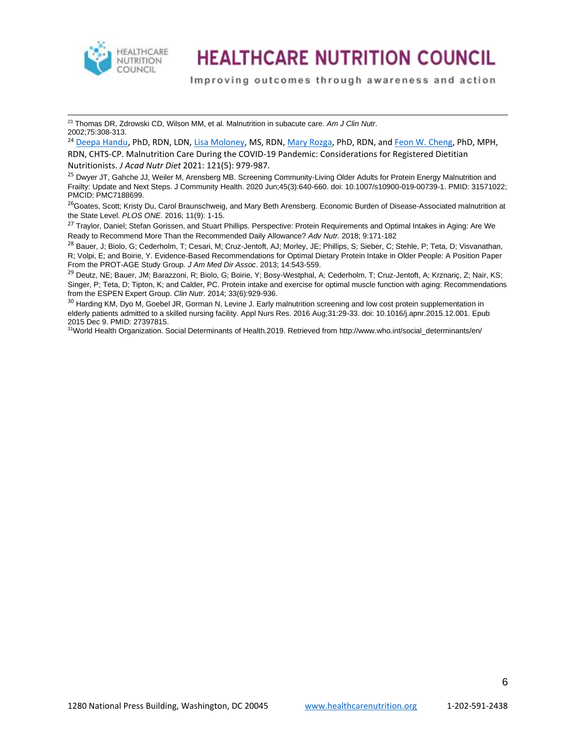[23] Thomas DR, Zdrowski CD, Wilson MM, et al. Malnutrition in subacute care. *Am J Clin Nutr*. 2002;75:308-313.

[24] Deepa Handu, PhD, RDN, LDN, Lisa Moloney, MS, RDN, Mary Rozga, PhD, RDN, and Feon W. Cheng, PhD, MPH, RDN, CHTS-CP. Malnutrition Care During the COVID-19 Pandemic: Considerations for Registered Dietitian Nutritionists. *J Acad Nutr Diet* 2021: 121(5): 979-987.

[25] Dwyer JT, Gahche JJ, Weiler M, Arensberg MB. Screening Community-Living Older Adults for Protein Energy Malnutrition and Frailty: Update and Next Steps. J Community Health. 2020 Jun;45(3):640-660. doi: 10.1007/s10900-019-00739-1. PMID: 31571022; PMCID: PMC7188699.

[26] Goates, Scott; Kristy Du, Carol Braunschweig, and Mary Beth Arensberg. Economic Burden of Disease-Associated malnutrition at the State Level. *PLOS ONE*. 2016; 11(9): 1-15.

[27] Traylor, Daniel; Stefan Gorissen, and Stuart Phillips. Perspective: Protein Requirements and Optimal Intakes in Aging: Are We Ready to Recommend More Than the Recommended Daily Allowance? *Adv Nutr.* 2018; 9:171-182

[28] Bauer, J; Biolo, G; Cederholm, T; Cesari, M; Cruz-Jentoft, AJ; Morley, JE; Phillips, S; Sieber, C; Stehle, P; Teta, D; Visvanathan, R; Volpi, E; and Boirie, Y. Evidence-Based Recommendations for Optimal Dietary Protein Intake in Older People: A Position Paper From the PROT-AGE Study Group. *J Am Med Dir Assoc*. 2013; 14:543-559.

[29] Deutz, NE; Bauer, JM; Barazzoni, R; Biolo, G; Boirie, Y; Bosy-Westphal, A; Cederholm, T; Cruz-Jentoft, A; Krznariç, Z; Nair, KS; Singer, P; Teta, D; Tipton, K; and Calder, PC. Protein intake and exercise for optimal muscle function with aging: Recommendations from the ESPEN Expert Group. *Clin Nutr.* 2014; 33(6):929-936.

[30] Harding KM, Dyo M, Goebel JR, Gorman N, Levine J. Early malnutrition screening and low cost protein supplementation in elderly patients admitted to a skilled nursing facility. Appl Nurs Res. 2016 Aug;31:29-33. doi: 10.1016/j.apnr.2015.12.001. Epub 2015 Dec 9. PMID: 27397815.

[31] World Health Organization. Social Determinants of Health.2019. Retrieved from http://www.who.int/social_determinants/en/